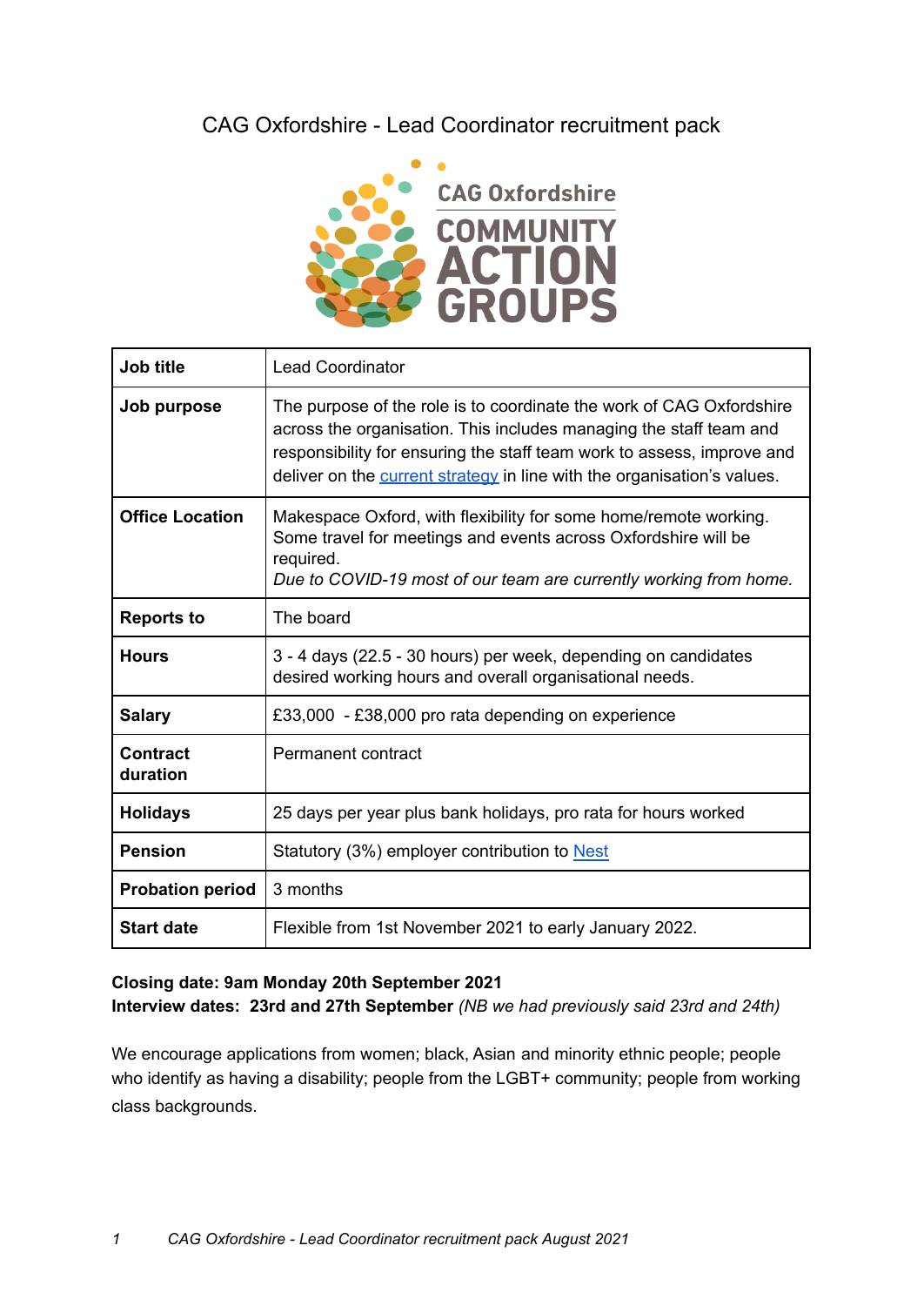# CAG Oxfordshire - Lead Coordinator recruitment pack

| Job title | Lead Coordinator |
|---|---|
| **Job purpose** | The purpose of the role is to coordinate the work of CAG Oxfordshire across the organisation. This includes managing the staff team and responsibility for ensuring the staff team work to assess, improve and deliver on the current strategy in line with the organisation's values. |
| **Office Location** | Makespace Oxford, with flexibility for some home/remote working. Some travel for meetings and events across Oxfordshire will be required. *Due to COVID-19 most of our team are currently working from home.* |
| **Reports to** | The board |
| **Hours** | 3 - 4 days (22.5 - 30 hours) per week, depending on candidates desired working hours and overall organisational needs. |
| **Salary** | £33,000 - £38,000 pro rata depending on experience |
| **Contract duration** | Permanent contract |
| **Holidays** | 25 days per year plus bank holidays, pro rata for hours worked |
| **Pension** | Statutory (3%) employer contribution to Nest |
| **Probation period** | 3 months |
| **Start date** | Flexible from 1st November 2021 to early January 2022. |

**Closing date: 9am Monday 20th September 2021**
**Interview dates: 23rd and 27th September** *(NB we had previously said 23rd and 24th)*

We encourage applications from women; black, Asian and minority ethnic people; people who identify as having a disability; people from the LGBT+ community; people from working class backgrounds.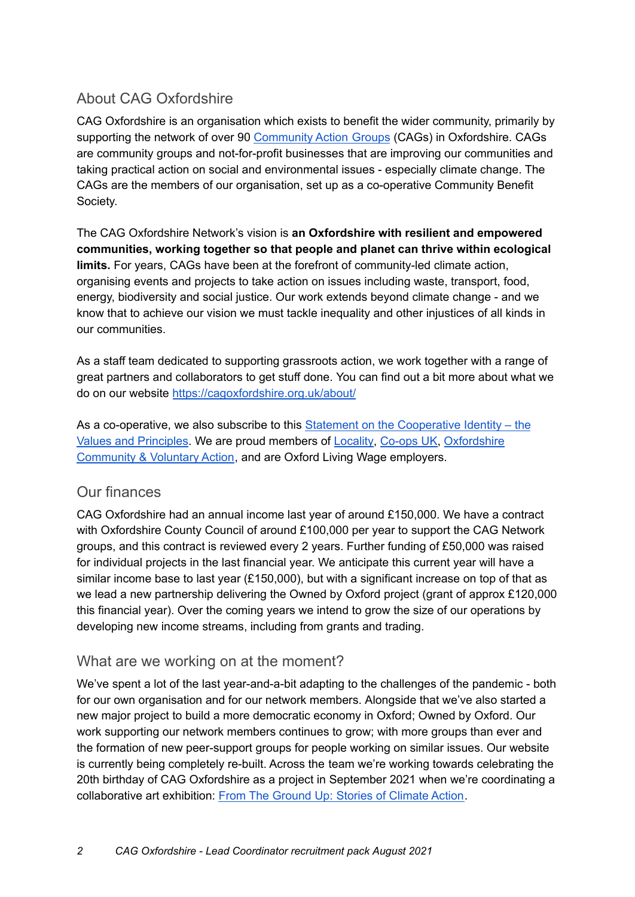## About CAG Oxfordshire

CAG Oxfordshire is an organisation which exists to benefit the wider community, primarily by supporting the network of over 90 [Community Action Groups](#) (CAGs) in Oxfordshire. CAGs are community groups and not-for-profit businesses that are improving our communities and taking practical action on social and environmental issues - especially climate change. The CAGs are the members of our organisation, set up as a co-operative Community Benefit Society.

The CAG Oxfordshire Network's vision is **an Oxfordshire with resilient and empowered communities, working together so that people and planet can thrive within ecological limits.** For years, CAGs have been at the forefront of community-led climate action, organising events and projects to take action on issues including waste, transport, food, energy, biodiversity and social justice. Our work extends beyond climate change - and we know that to achieve our vision we must tackle inequality and other injustices of all kinds in our communities.

As a staff team dedicated to supporting grassroots action, we work together with a range of great partners and collaborators to get stuff done. You can find out a bit more about what we do on our website https://cagoxfordshire.org.uk/about/

As a co-operative, we also subscribe to this [Statement on the Cooperative Identity – the Values and Principles](#). We are proud members of [Locality](#), [Co-ops UK](#), [Oxfordshire Community & Voluntary Action](#), and are Oxford Living Wage employers.

## Our finances

CAG Oxfordshire had an annual income last year of around £150,000. We have a contract with Oxfordshire County Council of around £100,000 per year to support the CAG Network groups, and this contract is reviewed every 2 years. Further funding of £50,000 was raised for individual projects in the last financial year. We anticipate this current year will have a similar income base to last year (£150,000), but with a significant increase on top of that as we lead a new partnership delivering the Owned by Oxford project (grant of approx £120,000 this financial year). Over the coming years we intend to grow the size of our operations by developing new income streams, including from grants and trading.

## What are we working on at the moment?

We've spent a lot of the last year-and-a-bit adapting to the challenges of the pandemic - both for our own organisation and for our network members. Alongside that we've also started a new major project to build a more democratic economy in Oxford; Owned by Oxford. Our work supporting our network members continues to grow; with more groups than ever and the formation of new peer-support groups for people working on similar issues. Our website is currently being completely re-built. Across the team we're working towards celebrating the 20th birthday of CAG Oxfordshire as a project in September 2021 when we're coordinating a collaborative art exhibition: [From The Ground Up: Stories of Climate Action](#).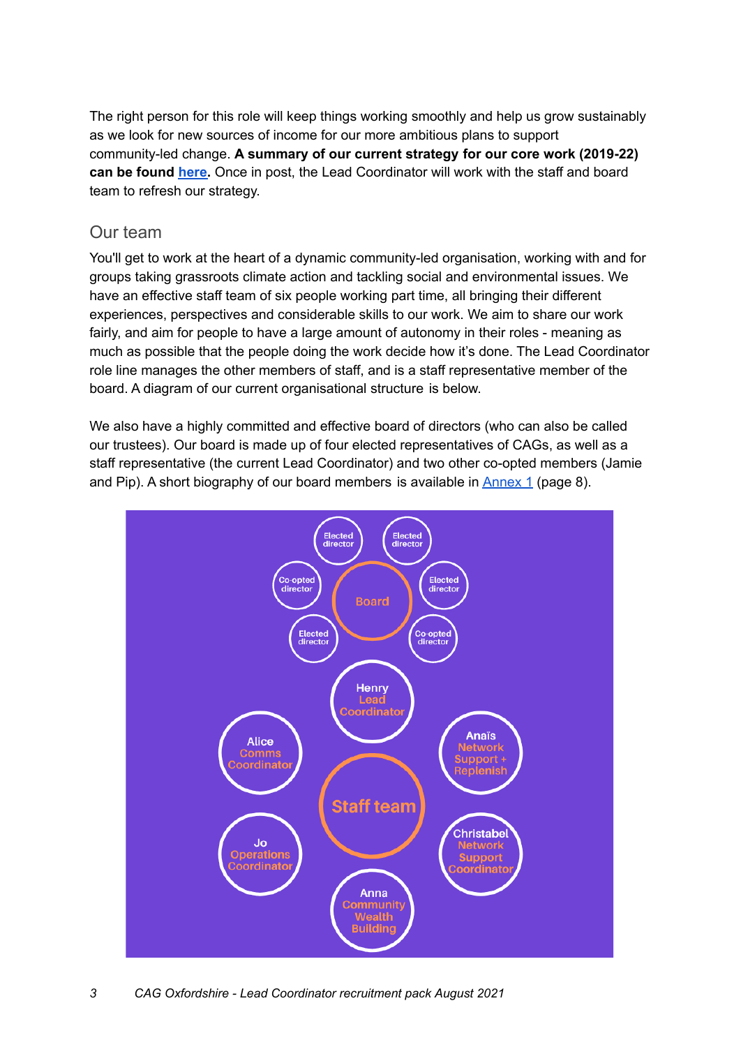The right person for this role will keep things working smoothly and help us grow sustainably as we look for new sources of income for our more ambitious plans to support community-led change. **A summary of our current strategy for our core work (2019-22) can be found here.** Once in post, the Lead Coordinator will work with the staff and board team to refresh our strategy.

## Our team

You'll get to work at the heart of a dynamic community-led organisation, working with and for groups taking grassroots climate action and tackling social and environmental issues. We have an effective staff team of six people working part time, all bringing their different experiences, perspectives and considerable skills to our work. We aim to share our work fairly, and aim for people to have a large amount of autonomy in their roles - meaning as much as possible that the people doing the work decide how it's done. The Lead Coordinator role line manages the other members of staff, and is a staff representative member of the board. A diagram of our current organisational structure is below.

We also have a highly committed and effective board of directors (who can also be called our trustees). Our board is made up of four elected representatives of CAGs, as well as a staff representative (the current Lead Coordinator) and two other co-opted members (Jamie and Pip). A short biography of our board members is available in Annex 1 (page 8).

Board: Elected director, Elected director, Elected director, Elected director, Co-opted director, Co-opted director

Henry – Lead Coordinator

Staff team:
- Alice – Comms Coordinator
- Anaïs – Network Support + Replenish
- Jo – Operations Coordinator
- Christabel – Network Support Coordinator
- Anna – Community Wealth Building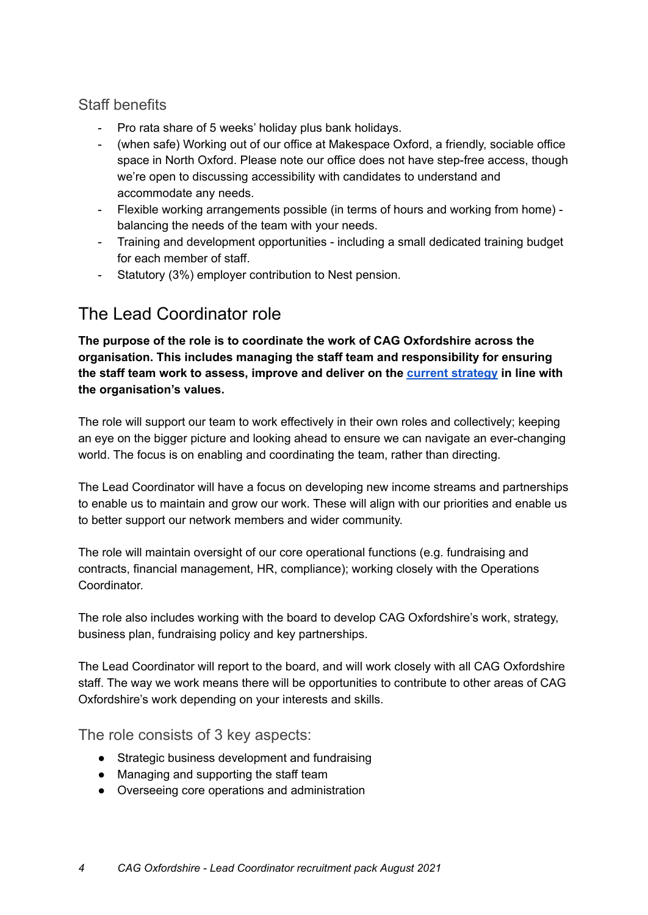### Staff benefits

- Pro rata share of 5 weeks' holiday plus bank holidays.
- (when safe) Working out of our office at Makespace Oxford, a friendly, sociable office space in North Oxford. Please note our office does not have step-free access, though we're open to discussing accessibility with candidates to understand and accommodate any needs.
- Flexible working arrangements possible (in terms of hours and working from home) - balancing the needs of the team with your needs.
- Training and development opportunities - including a small dedicated training budget for each member of staff.
- Statutory (3%) employer contribution to Nest pension.

## The Lead Coordinator role

**The purpose of the role is to coordinate the work of CAG Oxfordshire across the organisation. This includes managing the staff team and responsibility for ensuring the staff team work to assess, improve and deliver on the current strategy in line with the organisation's values.**

The role will support our team to work effectively in their own roles and collectively; keeping an eye on the bigger picture and looking ahead to ensure we can navigate an ever-changing world. The focus is on enabling and coordinating the team, rather than directing.

The Lead Coordinator will have a focus on developing new income streams and partnerships to enable us to maintain and grow our work. These will align with our priorities and enable us to better support our network members and wider community.

The role will maintain oversight of our core operational functions (e.g. fundraising and contracts, financial management, HR, compliance); working closely with the Operations Coordinator.

The role also includes working with the board to develop CAG Oxfordshire's work, strategy, business plan, fundraising policy and key partnerships.

The Lead Coordinator will report to the board, and will work closely with all CAG Oxfordshire staff. The way we work means there will be opportunities to contribute to other areas of CAG Oxfordshire's work depending on your interests and skills.

### The role consists of 3 key aspects:

- Strategic business development and fundraising
- Managing and supporting the staff team
- Overseeing core operations and administration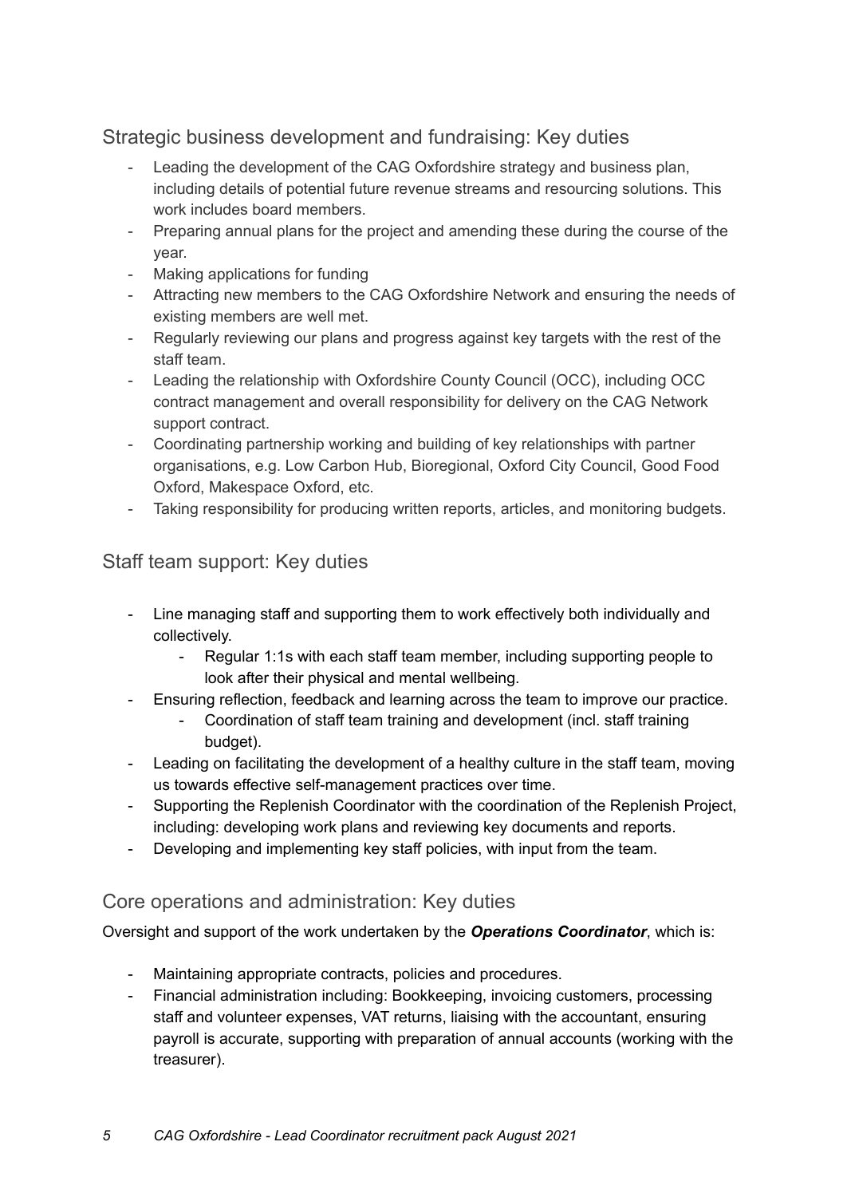## Strategic business development and fundraising: Key duties

- Leading the development of the CAG Oxfordshire strategy and business plan, including details of potential future revenue streams and resourcing solutions. This work includes board members.
- Preparing annual plans for the project and amending these during the course of the year.
- Making applications for funding
- Attracting new members to the CAG Oxfordshire Network and ensuring the needs of existing members are well met.
- Regularly reviewing our plans and progress against key targets with the rest of the staff team.
- Leading the relationship with Oxfordshire County Council (OCC), including OCC contract management and overall responsibility for delivery on the CAG Network support contract.
- Coordinating partnership working and building of key relationships with partner organisations, e.g. Low Carbon Hub, Bioregional, Oxford City Council, Good Food Oxford, Makespace Oxford, etc.
- Taking responsibility for producing written reports, articles, and monitoring budgets.

## Staff team support: Key duties

- Line managing staff and supporting them to work effectively both individually and collectively.
  - Regular 1:1s with each staff team member, including supporting people to look after their physical and mental wellbeing.
- Ensuring reflection, feedback and learning across the team to improve our practice.
  - Coordination of staff team training and development (incl. staff training budget).
- Leading on facilitating the development of a healthy culture in the staff team, moving us towards effective self-management practices over time.
- Supporting the Replenish Coordinator with the coordination of the Replenish Project, including: developing work plans and reviewing key documents and reports.
- Developing and implementing key staff policies, with input from the team.

## Core operations and administration: Key duties

Oversight and support of the work undertaken by the ***Operations Coordinator***, which is:

- Maintaining appropriate contracts, policies and procedures.
- Financial administration including: Bookkeeping, invoicing customers, processing staff and volunteer expenses, VAT returns, liaising with the accountant, ensuring payroll is accurate, supporting with preparation of annual accounts (working with the treasurer).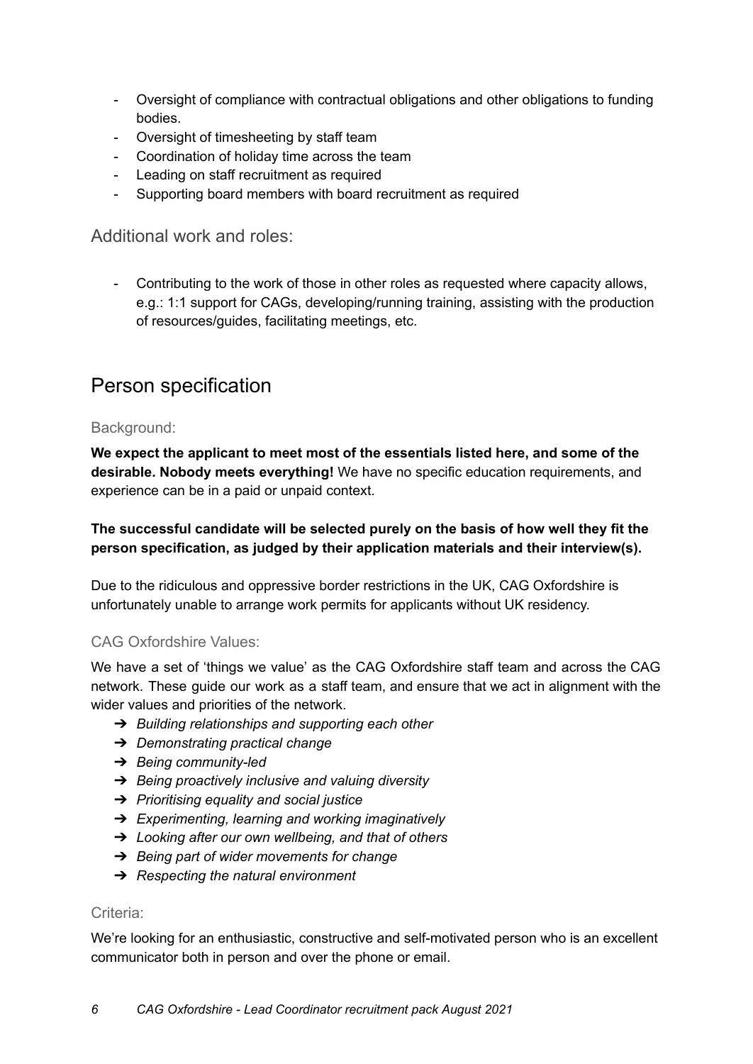- Oversight of compliance with contractual obligations and other obligations to funding bodies.
- Oversight of timesheeting by staff team
- Coordination of holiday time across the team
- Leading on staff recruitment as required
- Supporting board members with board recruitment as required

### Additional work and roles:

- Contributing to the work of those in other roles as requested where capacity allows, e.g.: 1:1 support for CAGs, developing/running training, assisting with the production of resources/guides, facilitating meetings, etc.

## Person specification

### Background:

**We expect the applicant to meet most of the essentials listed here, and some of the desirable. Nobody meets everything!** We have no specific education requirements, and experience can be in a paid or unpaid context.

**The successful candidate will be selected purely on the basis of how well they fit the person specification, as judged by their application materials and their interview(s).**

Due to the ridiculous and oppressive border restrictions in the UK, CAG Oxfordshire is unfortunately unable to arrange work permits for applicants without UK residency.

### CAG Oxfordshire Values:

We have a set of 'things we value' as the CAG Oxfordshire staff team and across the CAG network. These guide our work as a staff team, and ensure that we act in alignment with the wider values and priorities of the network.

- ➔ *Building relationships and supporting each other*
- ➔ *Demonstrating practical change*
- ➔ *Being community-led*
- ➔ *Being proactively inclusive and valuing diversity*
- ➔ *Prioritising equality and social justice*
- ➔ *Experimenting, learning and working imaginatively*
- ➔ *Looking after our own wellbeing, and that of others*
- ➔ *Being part of wider movements for change*
- ➔ *Respecting the natural environment*

### Criteria:

We're looking for an enthusiastic, constructive and self-motivated person who is an excellent communicator both in person and over the phone or email.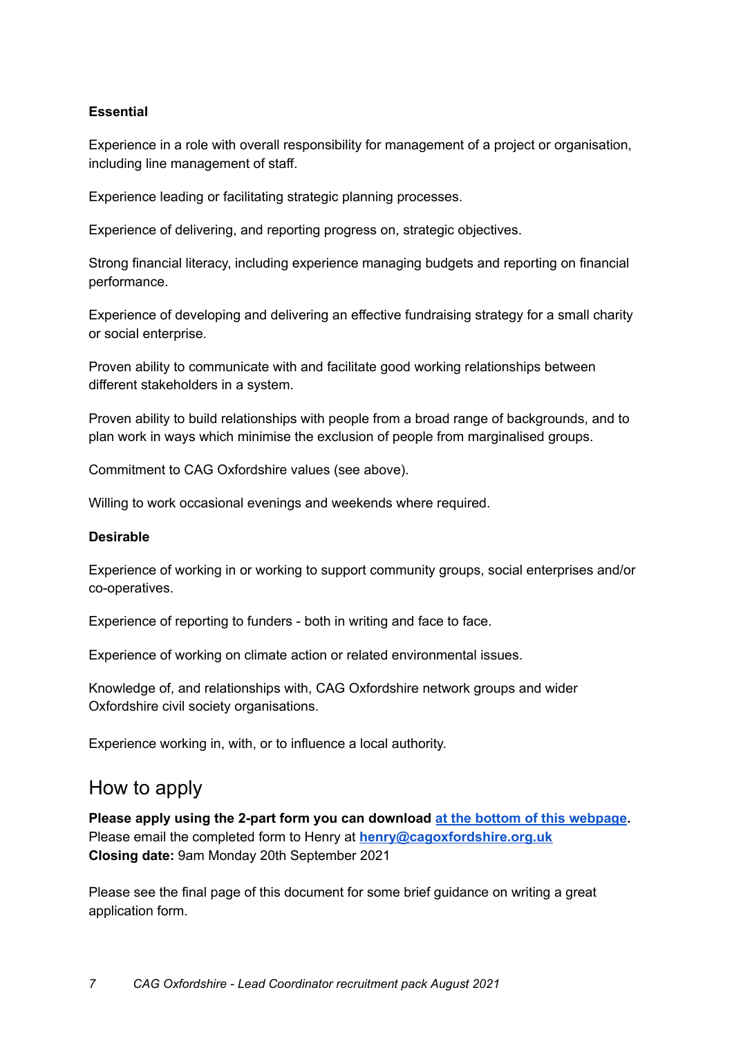**Essential**

Experience in a role with overall responsibility for management of a project or organisation, including line management of staff.

Experience leading or facilitating strategic planning processes.

Experience of delivering, and reporting progress on, strategic objectives.

Strong financial literacy, including experience managing budgets and reporting on financial performance.

Experience of developing and delivering an effective fundraising strategy for a small charity or social enterprise.

Proven ability to communicate with and facilitate good working relationships between different stakeholders in a system.

Proven ability to build relationships with people from a broad range of backgrounds, and to plan work in ways which minimise the exclusion of people from marginalised groups.

Commitment to CAG Oxfordshire values (see above).

Willing to work occasional evenings and weekends where required.

**Desirable**

Experience of working in or working to support community groups, social enterprises and/or co-operatives.

Experience of reporting to funders - both in writing and face to face.

Experience of working on climate action or related environmental issues.

Knowledge of, and relationships with, CAG Oxfordshire network groups and wider Oxfordshire civil society organisations.

Experience working in, with, or to influence a local authority.

## How to apply

**Please apply using the 2-part form you can download [at the bottom of this webpage](#).**
Please email the completed form to Henry at **[henry@cagoxfordshire.org.uk](mailto:henry@cagoxfordshire.org.uk)**
**Closing date:** 9am Monday 20th September 2021

Please see the final page of this document for some brief guidance on writing a great application form.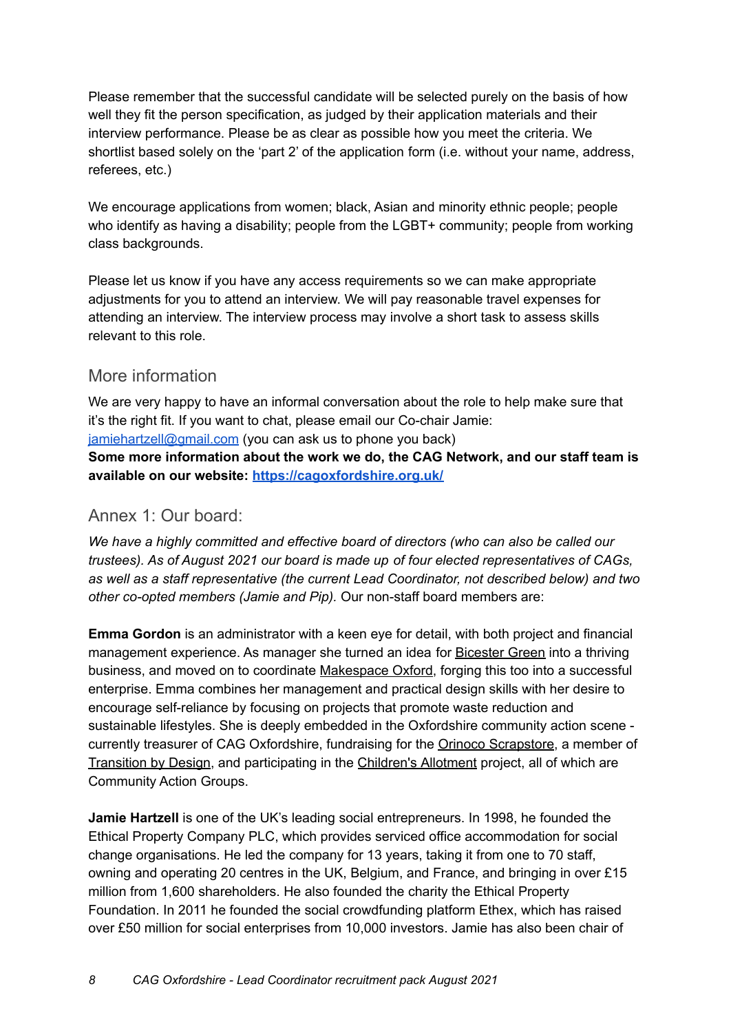Please remember that the successful candidate will be selected purely on the basis of how well they fit the person specification, as judged by their application materials and their interview performance. Please be as clear as possible how you meet the criteria. We shortlist based solely on the 'part 2' of the application form (i.e. without your name, address, referees, etc.)

We encourage applications from women; black, Asian and minority ethnic people; people who identify as having a disability; people from the LGBT+ community; people from working class backgrounds.

Please let us know if you have any access requirements so we can make appropriate adjustments for you to attend an interview. We will pay reasonable travel expenses for attending an interview. The interview process may involve a short task to assess skills relevant to this role.

## More information

We are very happy to have an informal conversation about the role to help make sure that it's the right fit. If you want to chat, please email our Co-chair Jamie: [jamiehartzell@gmail.com](mailto:jamiehartzell@gmail.com) (you can ask us to phone you back)

**Some more information about the work we do, the CAG Network, and our staff team is available on our website: [https://cagoxfordshire.org.uk/](https://cagoxfordshire.org.uk/)**

## Annex 1: Our board:

*We have a highly committed and effective board of directors (who can also be called our trustees). As of August 2021 our board is made up of four elected representatives of CAGs, as well as a staff representative (the current Lead Coordinator, not described below) and two other co-opted members (Jamie and Pip).* Our non-staff board members are:

**Emma Gordon** is an administrator with a keen eye for detail, with both project and financial management experience. As manager she turned an idea for Bicester Green into a thriving business, and moved on to coordinate Makespace Oxford, forging this too into a successful enterprise. Emma combines her management and practical design skills with her desire to encourage self-reliance by focusing on projects that promote waste reduction and sustainable lifestyles. She is deeply embedded in the Oxfordshire community action scene - currently treasurer of CAG Oxfordshire, fundraising for the Orinoco Scrapstore, a member of Transition by Design, and participating in the Children's Allotment project, all of which are Community Action Groups.

**Jamie Hartzell** is one of the UK's leading social entrepreneurs. In 1998, he founded the Ethical Property Company PLC, which provides serviced office accommodation for social change organisations. He led the company for 13 years, taking it from one to 70 staff, owning and operating 20 centres in the UK, Belgium, and France, and bringing in over £15 million from 1,600 shareholders. He also founded the charity the Ethical Property Foundation. In 2011 he founded the social crowdfunding platform Ethex, which has raised over £50 million for social enterprises from 10,000 investors. Jamie has also been chair of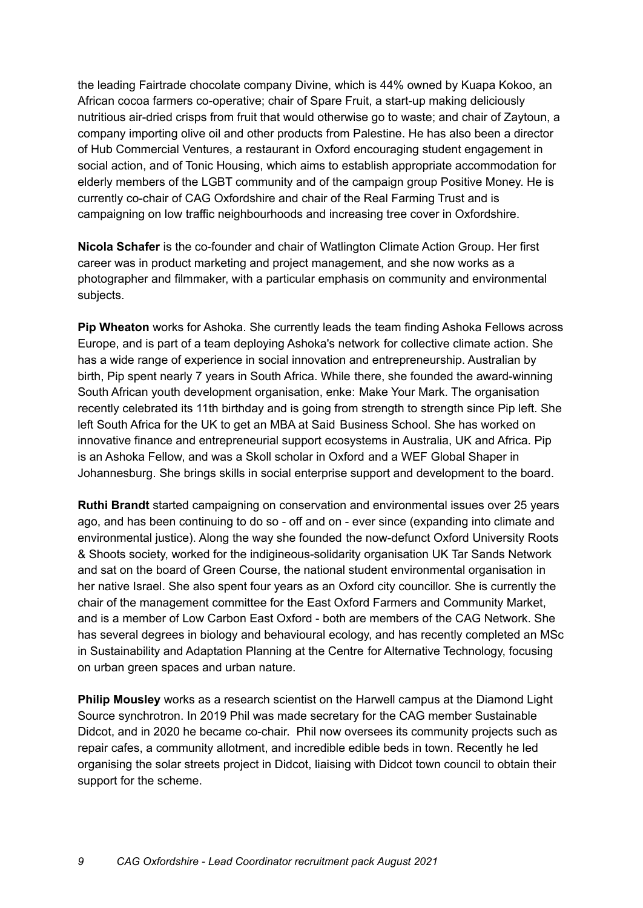the leading Fairtrade chocolate company Divine, which is 44% owned by Kuapa Kokoo, an African cocoa farmers co-operative; chair of Spare Fruit, a start-up making deliciously nutritious air-dried crisps from fruit that would otherwise go to waste; and chair of Zaytoun, a company importing olive oil and other products from Palestine. He has also been a director of Hub Commercial Ventures, a restaurant in Oxford encouraging student engagement in social action, and of Tonic Housing, which aims to establish appropriate accommodation for elderly members of the LGBT community and of the campaign group Positive Money. He is currently co-chair of CAG Oxfordshire and chair of the Real Farming Trust and is campaigning on low traffic neighbourhoods and increasing tree cover in Oxfordshire.

**Nicola Schafer** is the co-founder and chair of Watlington Climate Action Group. Her first career was in product marketing and project management, and she now works as a photographer and filmmaker, with a particular emphasis on community and environmental subjects.

**Pip Wheaton** works for Ashoka. She currently leads the team finding Ashoka Fellows across Europe, and is part of a team deploying Ashoka's network for collective climate action. She has a wide range of experience in social innovation and entrepreneurship. Australian by birth, Pip spent nearly 7 years in South Africa. While there, she founded the award-winning South African youth development organisation, enke: Make Your Mark. The organisation recently celebrated its 11th birthday and is going from strength to strength since Pip left. She left South Africa for the UK to get an MBA at Said Business School. She has worked on innovative finance and entrepreneurial support ecosystems in Australia, UK and Africa. Pip is an Ashoka Fellow, and was a Skoll scholar in Oxford and a WEF Global Shaper in Johannesburg. She brings skills in social enterprise support and development to the board.

**Ruthi Brandt** started campaigning on conservation and environmental issues over 25 years ago, and has been continuing to do so - off and on - ever since (expanding into climate and environmental justice). Along the way she founded the now-defunct Oxford University Roots & Shoots society, worked for the indigineous-solidarity organisation UK Tar Sands Network and sat on the board of Green Course, the national student environmental organisation in her native Israel. She also spent four years as an Oxford city councillor. She is currently the chair of the management committee for the East Oxford Farmers and Community Market, and is a member of Low Carbon East Oxford - both are members of the CAG Network. She has several degrees in biology and behavioural ecology, and has recently completed an MSc in Sustainability and Adaptation Planning at the Centre for Alternative Technology, focusing on urban green spaces and urban nature.

**Philip Mousley** works as a research scientist on the Harwell campus at the Diamond Light Source synchrotron. In 2019 Phil was made secretary for the CAG member Sustainable Didcot, and in 2020 he became co-chair. Phil now oversees its community projects such as repair cafes, a community allotment, and incredible edible beds in town. Recently he led organising the solar streets project in Didcot, liaising with Didcot town council to obtain their support for the scheme.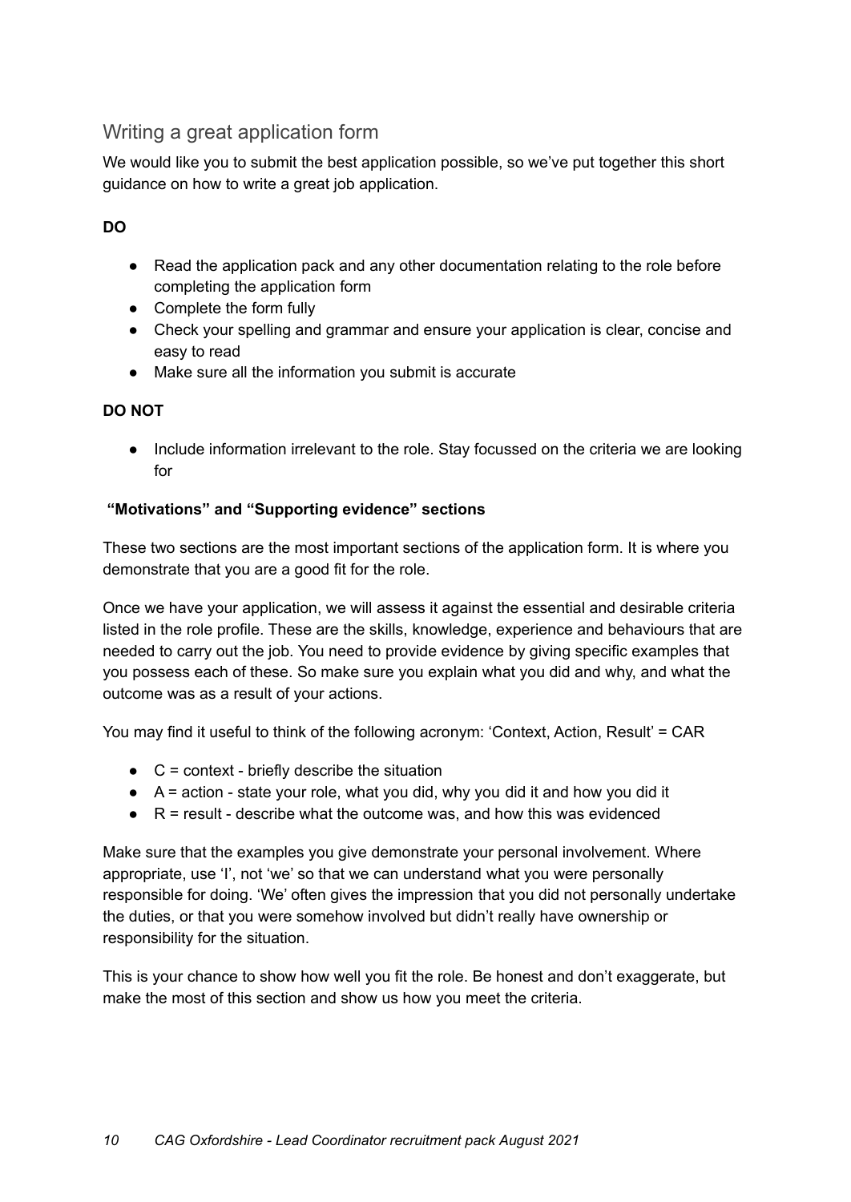## Writing a great application form

We would like you to submit the best application possible, so we've put together this short guidance on how to write a great job application.

**DO**

- Read the application pack and any other documentation relating to the role before completing the application form
- Complete the form fully
- Check your spelling and grammar and ensure your application is clear, concise and easy to read
- Make sure all the information you submit is accurate

**DO NOT**

- Include information irrelevant to the role. Stay focussed on the criteria we are looking for

**"Motivations" and "Supporting evidence" sections**

These two sections are the most important sections of the application form. It is where you demonstrate that you are a good fit for the role.

Once we have your application, we will assess it against the essential and desirable criteria listed in the role profile. These are the skills, knowledge, experience and behaviours that are needed to carry out the job. You need to provide evidence by giving specific examples that you possess each of these. So make sure you explain what you did and why, and what the outcome was as a result of your actions.

You may find it useful to think of the following acronym: 'Context, Action, Result' = CAR

- C = context - briefly describe the situation
- A = action - state your role, what you did, why you did it and how you did it
- R = result - describe what the outcome was, and how this was evidenced

Make sure that the examples you give demonstrate your personal involvement. Where appropriate, use 'I', not 'we' so that we can understand what you were personally responsible for doing. 'We' often gives the impression that you did not personally undertake the duties, or that you were somehow involved but didn't really have ownership or responsibility for the situation.

This is your chance to show how well you fit the role. Be honest and don't exaggerate, but make the most of this section and show us how you meet the criteria.